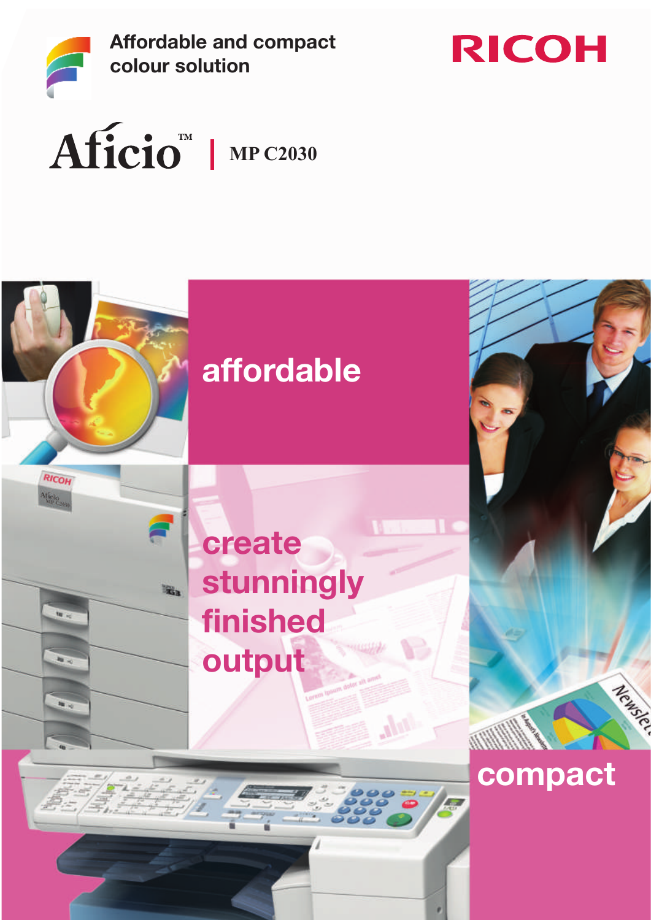Affordable and compact colour solution

RICOH

# Aficio™ | MP C2030

## affordable

## create stunningly finished output

## compact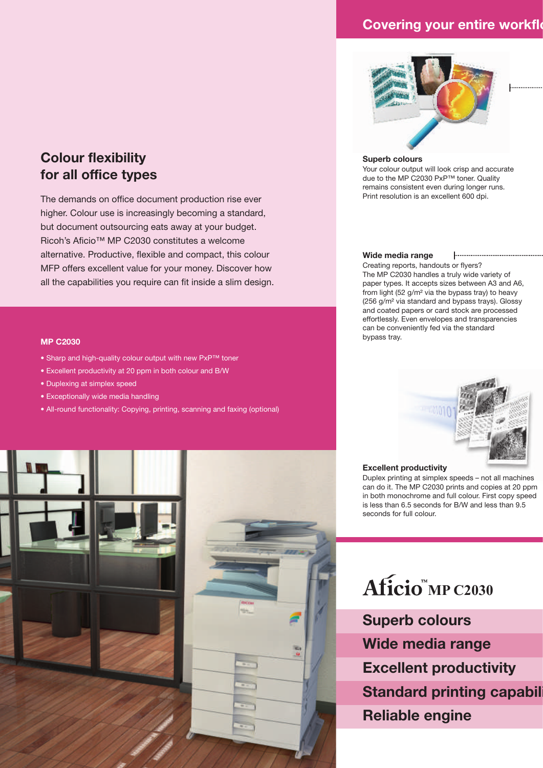## Colour flexibility for all office types

The demands on office document production rise ever higher. Colour use is increasingly becoming a standard, but document outsourcing eats away at your budget. Ricoh's Aficio™ MP C2030 constitutes a welcome alternative. Productive, flexible and compact, this colour MFP offers excellent value for your money. Discover how all the capabilities you require can fit inside a slim design.

**MP C2030**

- Sharp and high-quality colour output with new PxP™ toner
- Excellent productivity at 20 ppm in both colour and B/W
- Duplexing at simplex speed
- Exceptionally wide media handling
- All-round functionality: Copying, printing, scanning and faxing (optional)

## Covering your entire workfl

**Superb colours**
Your colour output will look crisp and accurate due to the MP C2030 PxP™ toner. Quality remains consistent even during longer runs. Print resolution is an excellent 600 dpi.

**Wide media range**
Creating reports, handouts or flyers? The MP C2030 handles a truly wide variety of paper types. It accepts sizes between A3 and A6, from light (52 g/m² via the bypass tray) to heavy (256 g/m² via standard and bypass trays). Glossy and coated papers or card stock are processed effortlessly. Even envelopes and transparencies can be conveniently fed via the standard bypass tray.

**Excellent productivity**
Duplex printing at simplex speeds – not all machines can do it. The MP C2030 prints and copies at 20 ppm in both monochrome and full colour. First copy speed is less than 6.5 seconds for B/W and less than 9.5 seconds for full colour.

**Aficio™ MP C2030**

- Superb colours
- Wide media range
- Excellent productivity
- Standard printing capabili
- Reliable engine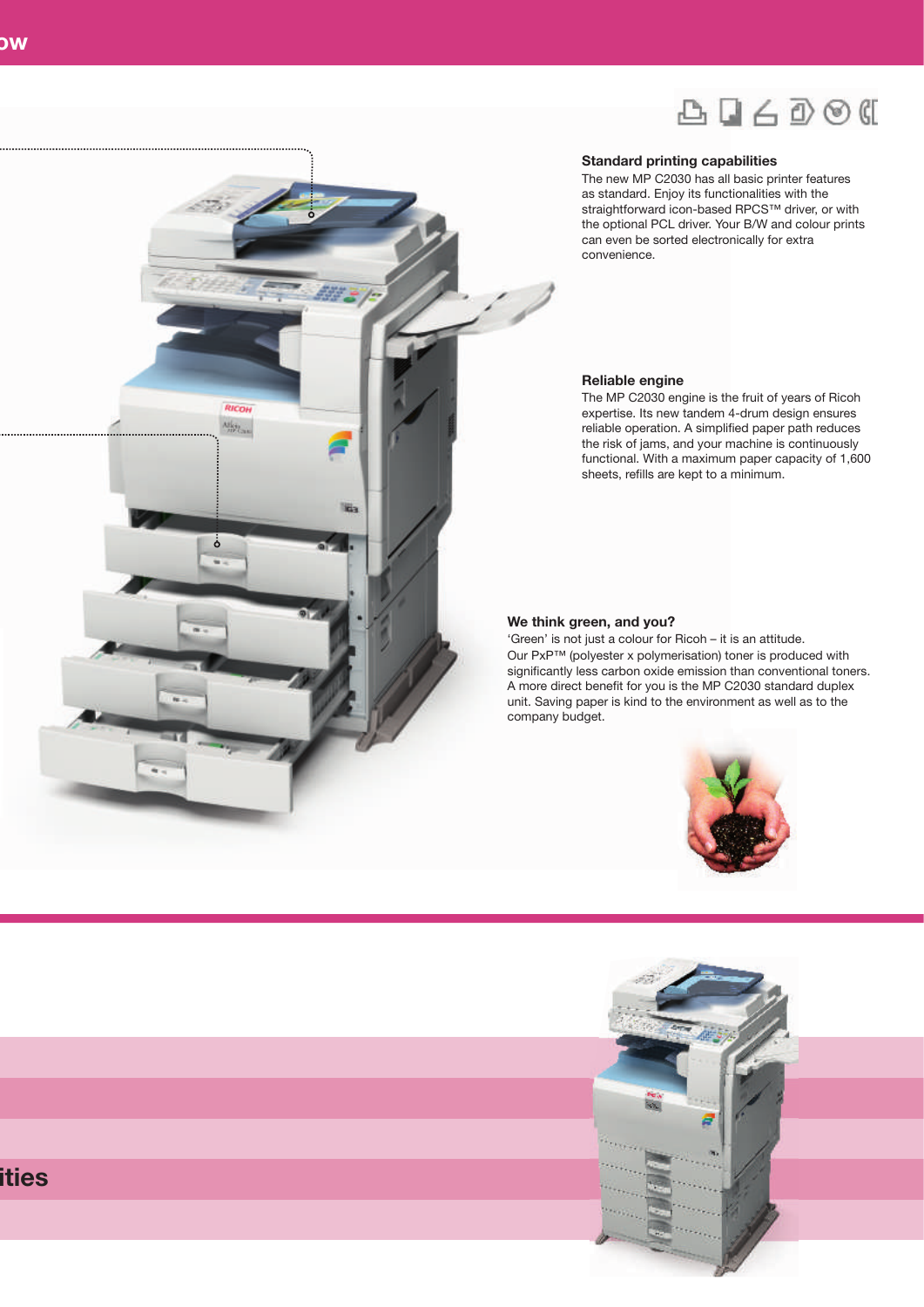### Standard printing capabilities

The new MP C2030 has all basic printer features as standard. Enjoy its functionalities with the straightforward icon-based RPCS™ driver, or with the optional PCL driver. Your B/W and colour prints can even be sorted electronically for extra convenience.

### Reliable engine

The MP C2030 engine is the fruit of years of Ricoh expertise. Its new tandem 4-drum design ensures reliable operation. A simplified paper path reduces the risk of jams, and your machine is continuously functional. With a maximum paper capacity of 1,600 sheets, refills are kept to a minimum.

### We think green, and you?

'Green' is not just a colour for Ricoh – it is an attitude. Our PxP™ (polyester x polymerisation) toner is produced with significantly less carbon oxide emission than conventional toners. A more direct benefit for you is the MP C2030 standard duplex unit. Saving paper is kind to the environment as well as to the company budget.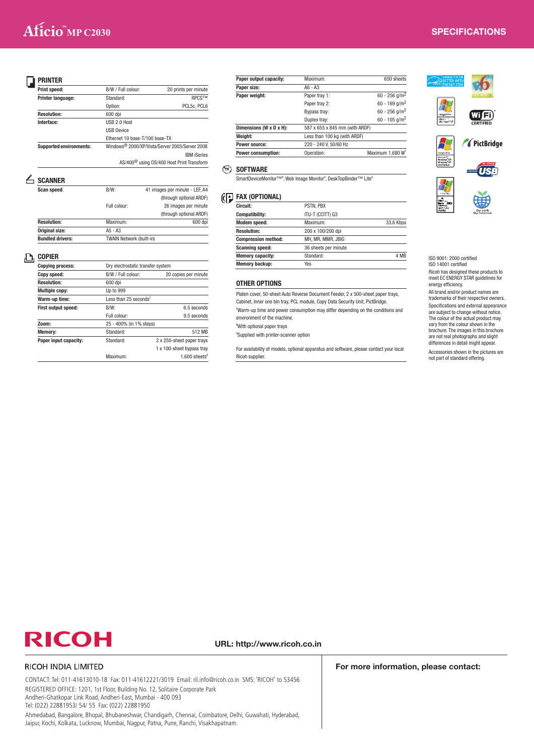# SPECIFICATIONS

## PRINTER

| | | |
|---|---|---|
| **Print speed:** | B/W / Full colour: | 20 prints per minute |
| **Printer language:** | Standard: | RPCS™ |
| | Option: | PCL5c, PCL6 |
| **Resolution:** | 600 dpi | |
| **Interface:** | USB 2.0 Host | |
| | USB Device | |
| | Ethernet 10 base-T/100 base-TX | |
| **Supported environments:** | Windows® 2000/XP/Vista/Server 2003/Server 2008 | |
| | | IBM iSeries |
| | | AS/400® using OS/400 Host Print Transform |

## SCANNER

| | | |
|---|---|---|
| **Scan speed:** | B/W: | 41 images per minute - LEF, A4 (through optional ARDF) |
| | Full colour: | 26 images per minute (through optional ARDF) |
| **Resolution:** | Maximum: | 600 dpi |
| **Original size:** | A5 - A3 | |
| **Bundled drivers:** | TWAIN Network (built-in) | |

## COPIER

| | | |
|---|---|---|
| **Copying process:** | Dry electrostatic transfer system | |
| **Copy speed:** | B/W / Full colour: | 20 copies per minute |
| **Resolution:** | 600 dpi | |
| **Multiple copy:** | Up to 999 | |
| **Warm-up time:** | Less than 25 seconds[1] | |
| **First output speed:** | B/W: | 6.5 seconds |
| | Full colour: | 9.5 seconds |
| **Zoom:** | 25 - 400% (in 1% steps) | |
| **Memory:** | Standard: | 512 MB |
| **Paper input capacity:** | Standard: | 2 x 250-sheet paper trays |
| | | 1 x 100-sheet bypass tray |
| | Maximum: | 1,600 sheets[2] |

| | | |
|---|---|---|
| **Paper output capacity:** | Maximum: | 650 sheets |
| **Paper size:** | A6 - A3 | |
| **Paper weight:** | Paper tray 1: | 60 - 256 g/m² |
| | Paper tray 2: | 60 - 169 g/m² |
| | Bypass tray: | 60 - 256 g/m² |
| | Duplex tray: | 60 - 105 g/m² |
| **Dimensions (W x D x H):** | 587 x 655 x 845 mm (with ARDF) | |
| **Weight:** | Less than 100 kg (with ARDF) | |
| **Power source:** | 220 - 240 V, 50/60 Hz | |
| **Power consumption:** | Operation: | Maximum 1,680 W[1] |

## SOFTWARE

SmartDeviceMonitor™[3], Web Image Monitor[3], DeskTopBinder™ Lite[3]

## FAX (OPTIONAL)

| | | |
|---|---|---|
| **Circuit:** | PSTN, PBX | |
| **Compatibility:** | ITU-T (CCITT) G3 | |
| **Modem speed:** | Maximum: | 33.6 Kbps |
| **Resolution:** | 200 x 100/200 dpi | |
| **Compression method:** | MH, MR, MMR, JBIG | |
| **Scanning speed:** | 36 sheets per minute | |
| **Memory capacity:** | Standard: | 4 MB |
| **Memory backup:** | Yes | |

## OTHER OPTIONS

Platen cover, 50-sheet Auto Reverse Document Feeder, 2 x 500-sheet paper trays, Cabinet, Inner one bin tray, PCL module, Copy Data Security Unit, PictBridge.

[1]Warm-up time and power consumption may differ depending on the conditions and environment of the machine.

[2]With optional paper trays

[3]Supplied with printer-scanner option

For availability of models, optional apparatus and software, please contact your local Ricoh supplier.

ISO 9001: 2000 certified
ISO 14001 certified

Ricoh has designed these products to meet EC ENERGY STAR guidelines for energy efficiency.

All brand and/or product names are trademarks of their respective owners.

Specifications and external appearance are subject to change without notice. The colour of the actual product may vary from the colour shown in the brochure. The images in this brochure are not real photographs and slight differences in detail might appear.

Accessories shown in the pictures are not part of standard offering.

RICOH

URL: http://www.ricoh.co.in

RICOH INDIA LIMITED

CONTACT: Tel: 011-41613010-18 Fax: 011-41612221/3019 Email: ril.info@ricoh.co.in SMS: 'RICOH' to 53456
REGISTERED OFFICE: 1201, 1st Floor, Building No. 12, Solitaire Corporate Park
Andheri-Ghatkopar Link Road, Andheri-East, Mumbai - 400 093
Tel: (022) 22881953/ 54/ 55 Fax: (022) 22881950

Ahmedabad, Bangalore, Bhopal, Bhubaneshwar, Calicut, Chandigarh, Chennai, Coimbatore, Delhi, Guwahati, Hyderabad, Jaipur, Kochi, Kolkata, Lucknow, Mumbai, Nagpur, Patna, Pune, Ranchi, Visakhapatnam.

**For more information, please contact:**